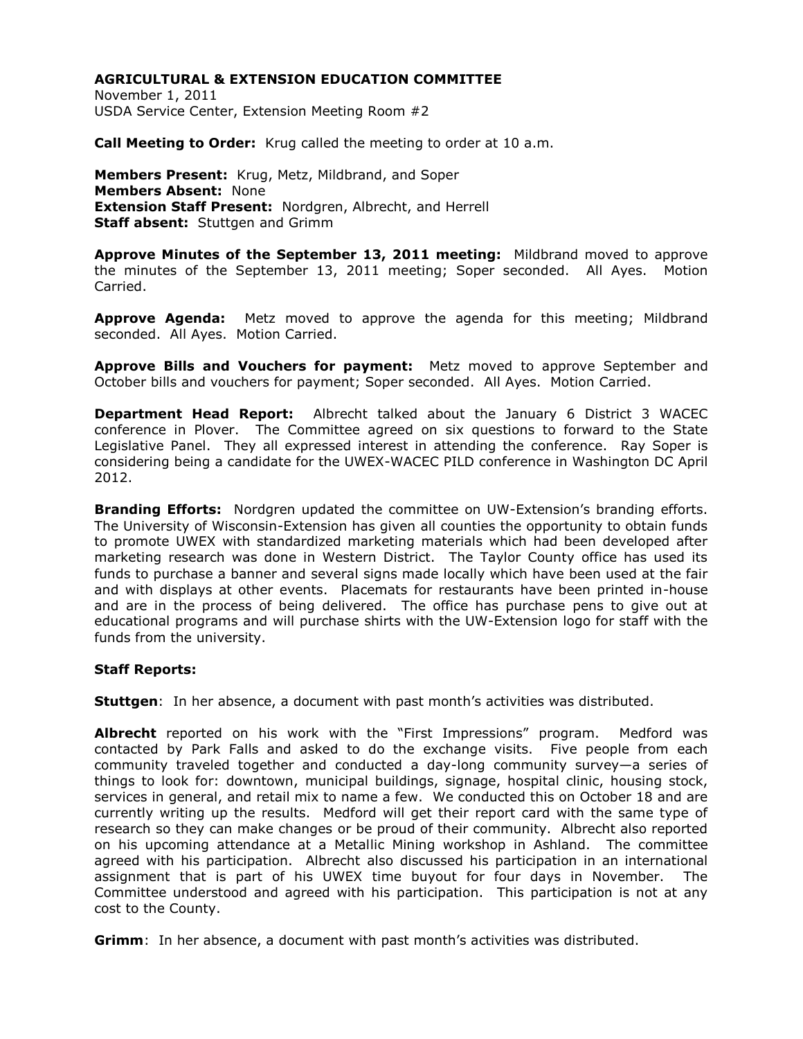**AGRICULTURAL & EXTENSION EDUCATION COMMITTEE**
November 1, 2011
USDA Service Center, Extension Meeting Room #2

**Call Meeting to Order:** Krug called the meeting to order at 10 a.m.

**Members Present:** Krug, Metz, Mildbrand, and Soper
**Members Absent:** None
**Extension Staff Present:** Nordgren, Albrecht, and Herrell
**Staff absent:** Stuttgen and Grimm

**Approve Minutes of the September 13, 2011 meeting:** Mildbrand moved to approve the minutes of the September 13, 2011 meeting; Soper seconded. All Ayes. Motion Carried.

**Approve Agenda:** Metz moved to approve the agenda for this meeting; Mildbrand seconded. All Ayes. Motion Carried.

**Approve Bills and Vouchers for payment:** Metz moved to approve September and October bills and vouchers for payment; Soper seconded. All Ayes. Motion Carried.

**Department Head Report:** Albrecht talked about the January 6 District 3 WACEC conference in Plover. The Committee agreed on six questions to forward to the State Legislative Panel. They all expressed interest in attending the conference. Ray Soper is considering being a candidate for the UWEX-WACEC PILD conference in Washington DC April 2012.

**Branding Efforts:** Nordgren updated the committee on UW-Extension's branding efforts. The University of Wisconsin-Extension has given all counties the opportunity to obtain funds to promote UWEX with standardized marketing materials which had been developed after marketing research was done in Western District. The Taylor County office has used its funds to purchase a banner and several signs made locally which have been used at the fair and with displays at other events. Placemats for restaurants have been printed in-house and are in the process of being delivered. The office has purchase pens to give out at educational programs and will purchase shirts with the UW-Extension logo for staff with the funds from the university.

**Staff Reports:**

**Stuttgen**: In her absence, a document with past month's activities was distributed.

**Albrecht** reported on his work with the "First Impressions" program. Medford was contacted by Park Falls and asked to do the exchange visits. Five people from each community traveled together and conducted a day-long community survey—a series of things to look for: downtown, municipal buildings, signage, hospital clinic, housing stock, services in general, and retail mix to name a few. We conducted this on October 18 and are currently writing up the results. Medford will get their report card with the same type of research so they can make changes or be proud of their community. Albrecht also reported on his upcoming attendance at a Metallic Mining workshop in Ashland. The committee agreed with his participation. Albrecht also discussed his participation in an international assignment that is part of his UWEX time buyout for four days in November. The Committee understood and agreed with his participation. This participation is not at any cost to the County.

**Grimm**: In her absence, a document with past month's activities was distributed.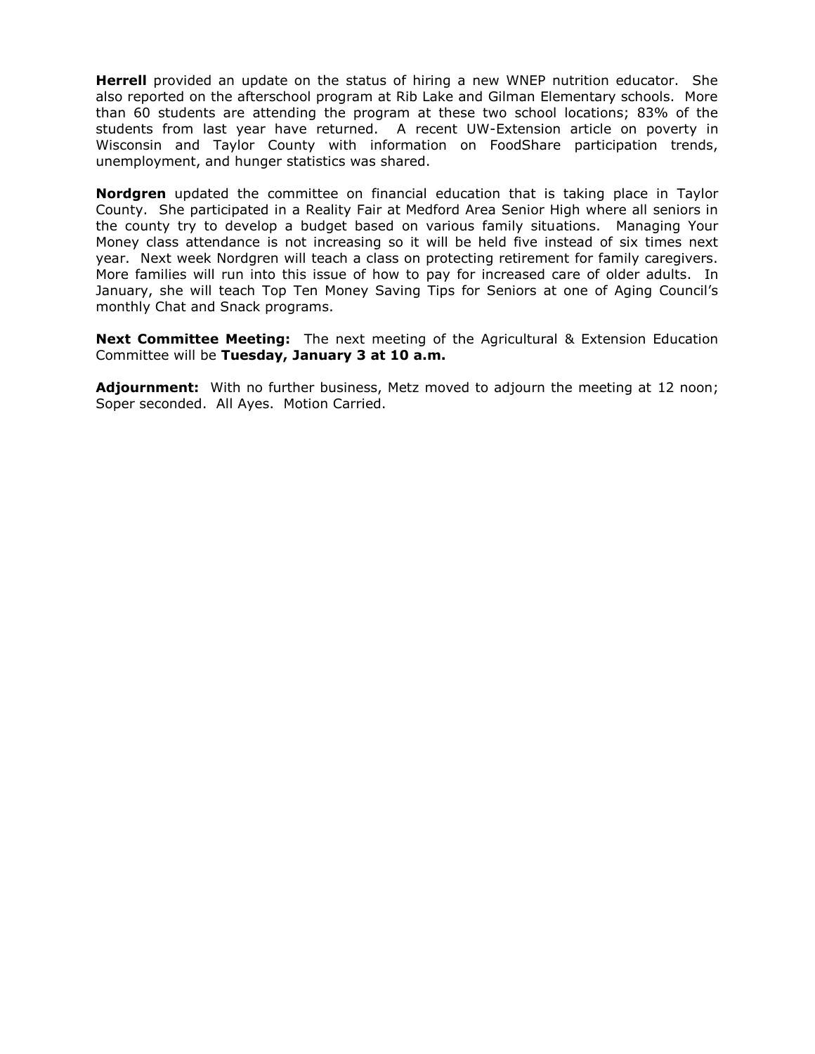**Herrell** provided an update on the status of hiring a new WNEP nutrition educator. She also reported on the afterschool program at Rib Lake and Gilman Elementary schools. More than 60 students are attending the program at these two school locations; 83% of the students from last year have returned. A recent UW-Extension article on poverty in Wisconsin and Taylor County with information on FoodShare participation trends, unemployment, and hunger statistics was shared.

**Nordgren** updated the committee on financial education that is taking place in Taylor County. She participated in a Reality Fair at Medford Area Senior High where all seniors in the county try to develop a budget based on various family situations. Managing Your Money class attendance is not increasing so it will be held five instead of six times next year. Next week Nordgren will teach a class on protecting retirement for family caregivers. More families will run into this issue of how to pay for increased care of older adults. In January, she will teach Top Ten Money Saving Tips for Seniors at one of Aging Council's monthly Chat and Snack programs.

**Next Committee Meeting:** The next meeting of the Agricultural & Extension Education Committee will be **Tuesday, January 3 at 10 a.m.**

**Adjournment:** With no further business, Metz moved to adjourn the meeting at 12 noon; Soper seconded. All Ayes. Motion Carried.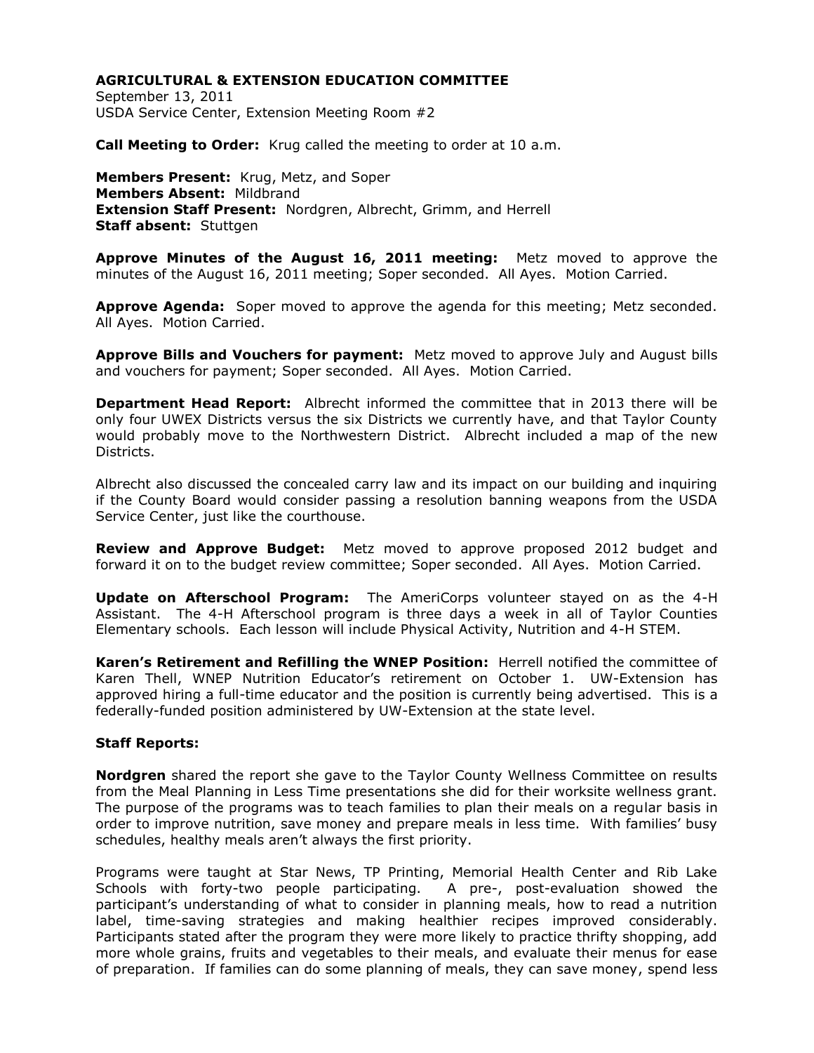**AGRICULTURAL & EXTENSION EDUCATION COMMITTEE**
September 13, 2011
USDA Service Center, Extension Meeting Room #2

**Call Meeting to Order:** Krug called the meeting to order at 10 a.m.

**Members Present:** Krug, Metz, and Soper
**Members Absent:** Mildbrand
**Extension Staff Present:** Nordgren, Albrecht, Grimm, and Herrell
**Staff absent:** Stuttgen

**Approve Minutes of the August 16, 2011 meeting:** Metz moved to approve the minutes of the August 16, 2011 meeting; Soper seconded. All Ayes. Motion Carried.

**Approve Agenda:** Soper moved to approve the agenda for this meeting; Metz seconded. All Ayes. Motion Carried.

**Approve Bills and Vouchers for payment:** Metz moved to approve July and August bills and vouchers for payment; Soper seconded. All Ayes. Motion Carried.

**Department Head Report:** Albrecht informed the committee that in 2013 there will be only four UWEX Districts versus the six Districts we currently have, and that Taylor County would probably move to the Northwestern District. Albrecht included a map of the new Districts.

Albrecht also discussed the concealed carry law and its impact on our building and inquiring if the County Board would consider passing a resolution banning weapons from the USDA Service Center, just like the courthouse.

**Review and Approve Budget:** Metz moved to approve proposed 2012 budget and forward it on to the budget review committee; Soper seconded. All Ayes. Motion Carried.

**Update on Afterschool Program:** The AmeriCorps volunteer stayed on as the 4-H Assistant. The 4-H Afterschool program is three days a week in all of Taylor Counties Elementary schools. Each lesson will include Physical Activity, Nutrition and 4-H STEM.

**Karen's Retirement and Refilling the WNEP Position:** Herrell notified the committee of Karen Thell, WNEP Nutrition Educator's retirement on October 1. UW-Extension has approved hiring a full-time educator and the position is currently being advertised. This is a federally-funded position administered by UW-Extension at the state level.

**Staff Reports:**

**Nordgren** shared the report she gave to the Taylor County Wellness Committee on results from the Meal Planning in Less Time presentations she did for their worksite wellness grant. The purpose of the programs was to teach families to plan their meals on a regular basis in order to improve nutrition, save money and prepare meals in less time. With families' busy schedules, healthy meals aren't always the first priority.

Programs were taught at Star News, TP Printing, Memorial Health Center and Rib Lake Schools with forty-two people participating. A pre-, post-evaluation showed the participant's understanding of what to consider in planning meals, how to read a nutrition label, time-saving strategies and making healthier recipes improved considerably. Participants stated after the program they were more likely to practice thrifty shopping, add more whole grains, fruits and vegetables to their meals, and evaluate their menus for ease of preparation. If families can do some planning of meals, they can save money, spend less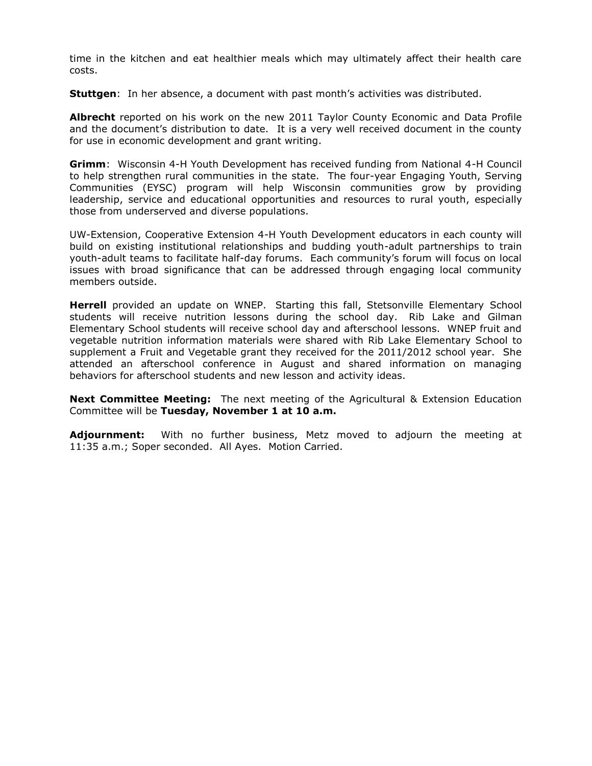time in the kitchen and eat healthier meals which may ultimately affect their health care costs.

**Stuttgen**: In her absence, a document with past month's activities was distributed.

**Albrecht** reported on his work on the new 2011 Taylor County Economic and Data Profile and the document's distribution to date. It is a very well received document in the county for use in economic development and grant writing.

**Grimm**: Wisconsin 4-H Youth Development has received funding from National 4-H Council to help strengthen rural communities in the state. The four-year Engaging Youth, Serving Communities (EYSC) program will help Wisconsin communities grow by providing leadership, service and educational opportunities and resources to rural youth, especially those from underserved and diverse populations.

UW-Extension, Cooperative Extension 4-H Youth Development educators in each county will build on existing institutional relationships and budding youth-adult partnerships to train youth-adult teams to facilitate half-day forums. Each community's forum will focus on local issues with broad significance that can be addressed through engaging local community members outside.

**Herrell** provided an update on WNEP. Starting this fall, Stetsonville Elementary School students will receive nutrition lessons during the school day. Rib Lake and Gilman Elementary School students will receive school day and afterschool lessons. WNEP fruit and vegetable nutrition information materials were shared with Rib Lake Elementary School to supplement a Fruit and Vegetable grant they received for the 2011/2012 school year. She attended an afterschool conference in August and shared information on managing behaviors for afterschool students and new lesson and activity ideas.

**Next Committee Meeting:** The next meeting of the Agricultural & Extension Education Committee will be **Tuesday, November 1 at 10 a.m.**

**Adjournment:** With no further business, Metz moved to adjourn the meeting at 11:35 a.m.; Soper seconded. All Ayes. Motion Carried.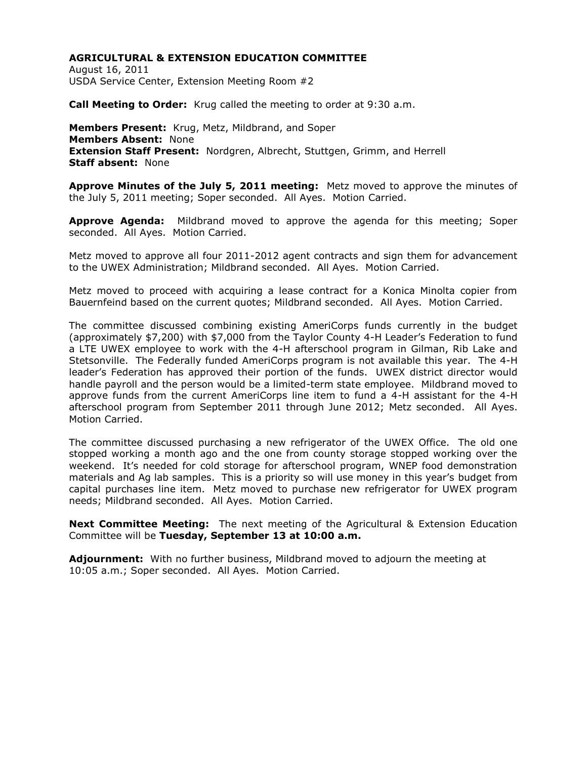**AGRICULTURAL & EXTENSION EDUCATION COMMITTEE**
August 16, 2011
USDA Service Center, Extension Meeting Room #2

**Call Meeting to Order:** Krug called the meeting to order at 9:30 a.m.

**Members Present:** Krug, Metz, Mildbrand, and Soper
**Members Absent:** None
**Extension Staff Present:** Nordgren, Albrecht, Stuttgen, Grimm, and Herrell
**Staff absent:** None

**Approve Minutes of the July 5, 2011 meeting:** Metz moved to approve the minutes of the July 5, 2011 meeting; Soper seconded. All Ayes. Motion Carried.

**Approve Agenda:** Mildbrand moved to approve the agenda for this meeting; Soper seconded. All Ayes. Motion Carried.

Metz moved to approve all four 2011-2012 agent contracts and sign them for advancement to the UWEX Administration; Mildbrand seconded. All Ayes. Motion Carried.

Metz moved to proceed with acquiring a lease contract for a Konica Minolta copier from Bauernfeind based on the current quotes; Mildbrand seconded. All Ayes. Motion Carried.

The committee discussed combining existing AmeriCorps funds currently in the budget (approximately $7,200) with $7,000 from the Taylor County 4-H Leader's Federation to fund a LTE UWEX employee to work with the 4-H afterschool program in Gilman, Rib Lake and Stetsonville. The Federally funded AmeriCorps program is not available this year. The 4-H leader's Federation has approved their portion of the funds. UWEX district director would handle payroll and the person would be a limited-term state employee. Mildbrand moved to approve funds from the current AmeriCorps line item to fund a 4-H assistant for the 4-H afterschool program from September 2011 through June 2012; Metz seconded. All Ayes. Motion Carried.

The committee discussed purchasing a new refrigerator of the UWEX Office. The old one stopped working a month ago and the one from county storage stopped working over the weekend. It's needed for cold storage for afterschool program, WNEP food demonstration materials and Ag lab samples. This is a priority so will use money in this year's budget from capital purchases line item. Metz moved to purchase new refrigerator for UWEX program needs; Mildbrand seconded. All Ayes. Motion Carried.

**Next Committee Meeting:** The next meeting of the Agricultural & Extension Education Committee will be **Tuesday, September 13 at 10:00 a.m.**

**Adjournment:** With no further business, Mildbrand moved to adjourn the meeting at 10:05 a.m.; Soper seconded. All Ayes. Motion Carried.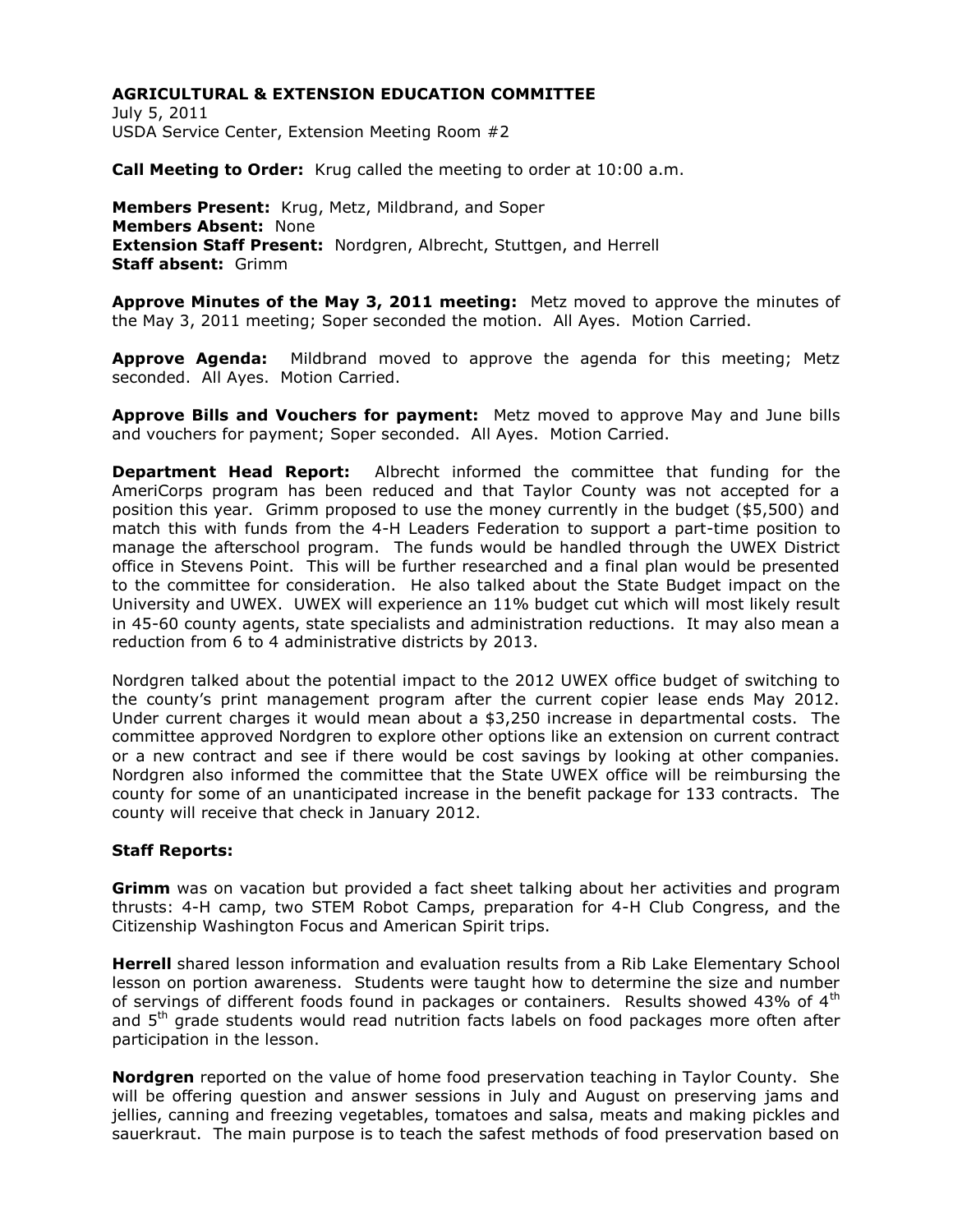**AGRICULTURAL & EXTENSION EDUCATION COMMITTEE**
July 5, 2011
USDA Service Center, Extension Meeting Room #2

**Call Meeting to Order:** Krug called the meeting to order at 10:00 a.m.

**Members Present:** Krug, Metz, Mildbrand, and Soper
**Members Absent:** None
**Extension Staff Present:** Nordgren, Albrecht, Stuttgen, and Herrell
**Staff absent:** Grimm

**Approve Minutes of the May 3, 2011 meeting:** Metz moved to approve the minutes of the May 3, 2011 meeting; Soper seconded the motion. All Ayes. Motion Carried.

**Approve Agenda:** Mildbrand moved to approve the agenda for this meeting; Metz seconded. All Ayes. Motion Carried.

**Approve Bills and Vouchers for payment:** Metz moved to approve May and June bills and vouchers for payment; Soper seconded. All Ayes. Motion Carried.

**Department Head Report:** Albrecht informed the committee that funding for the AmeriCorps program has been reduced and that Taylor County was not accepted for a position this year. Grimm proposed to use the money currently in the budget ($5,500) and match this with funds from the 4-H Leaders Federation to support a part-time position to manage the afterschool program. The funds would be handled through the UWEX District office in Stevens Point. This will be further researched and a final plan would be presented to the committee for consideration. He also talked about the State Budget impact on the University and UWEX. UWEX will experience an 11% budget cut which will most likely result in 45-60 county agents, state specialists and administration reductions. It may also mean a reduction from 6 to 4 administrative districts by 2013.

Nordgren talked about the potential impact to the 2012 UWEX office budget of switching to the county's print management program after the current copier lease ends May 2012. Under current charges it would mean about a $3,250 increase in departmental costs. The committee approved Nordgren to explore other options like an extension on current contract or a new contract and see if there would be cost savings by looking at other companies. Nordgren also informed the committee that the State UWEX office will be reimbursing the county for some of an unanticipated increase in the benefit package for 133 contracts. The county will receive that check in January 2012.

**Staff Reports:**

**Grimm** was on vacation but provided a fact sheet talking about her activities and program thrusts: 4-H camp, two STEM Robot Camps, preparation for 4-H Club Congress, and the Citizenship Washington Focus and American Spirit trips.

**Herrell** shared lesson information and evaluation results from a Rib Lake Elementary School lesson on portion awareness. Students were taught how to determine the size and number of servings of different foods found in packages or containers. Results showed 43% of 4th and 5th grade students would read nutrition facts labels on food packages more often after participation in the lesson.

**Nordgren** reported on the value of home food preservation teaching in Taylor County. She will be offering question and answer sessions in July and August on preserving jams and jellies, canning and freezing vegetables, tomatoes and salsa, meats and making pickles and sauerkraut. The main purpose is to teach the safest methods of food preservation based on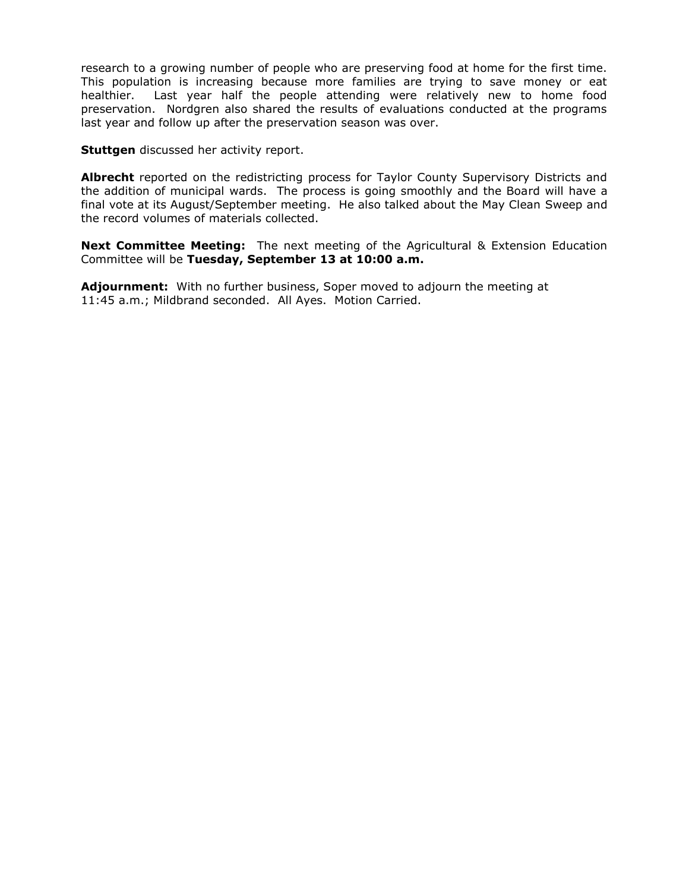research to a growing number of people who are preserving food at home for the first time. This population is increasing because more families are trying to save money or eat healthier. Last year half the people attending were relatively new to home food preservation. Nordgren also shared the results of evaluations conducted at the programs last year and follow up after the preservation season was over.

**Stuttgen** discussed her activity report.

**Albrecht** reported on the redistricting process for Taylor County Supervisory Districts and the addition of municipal wards. The process is going smoothly and the Board will have a final vote at its August/September meeting. He also talked about the May Clean Sweep and the record volumes of materials collected.

**Next Committee Meeting:** The next meeting of the Agricultural & Extension Education Committee will be **Tuesday, September 13 at 10:00 a.m.**

**Adjournment:** With no further business, Soper moved to adjourn the meeting at 11:45 a.m.; Mildbrand seconded. All Ayes. Motion Carried.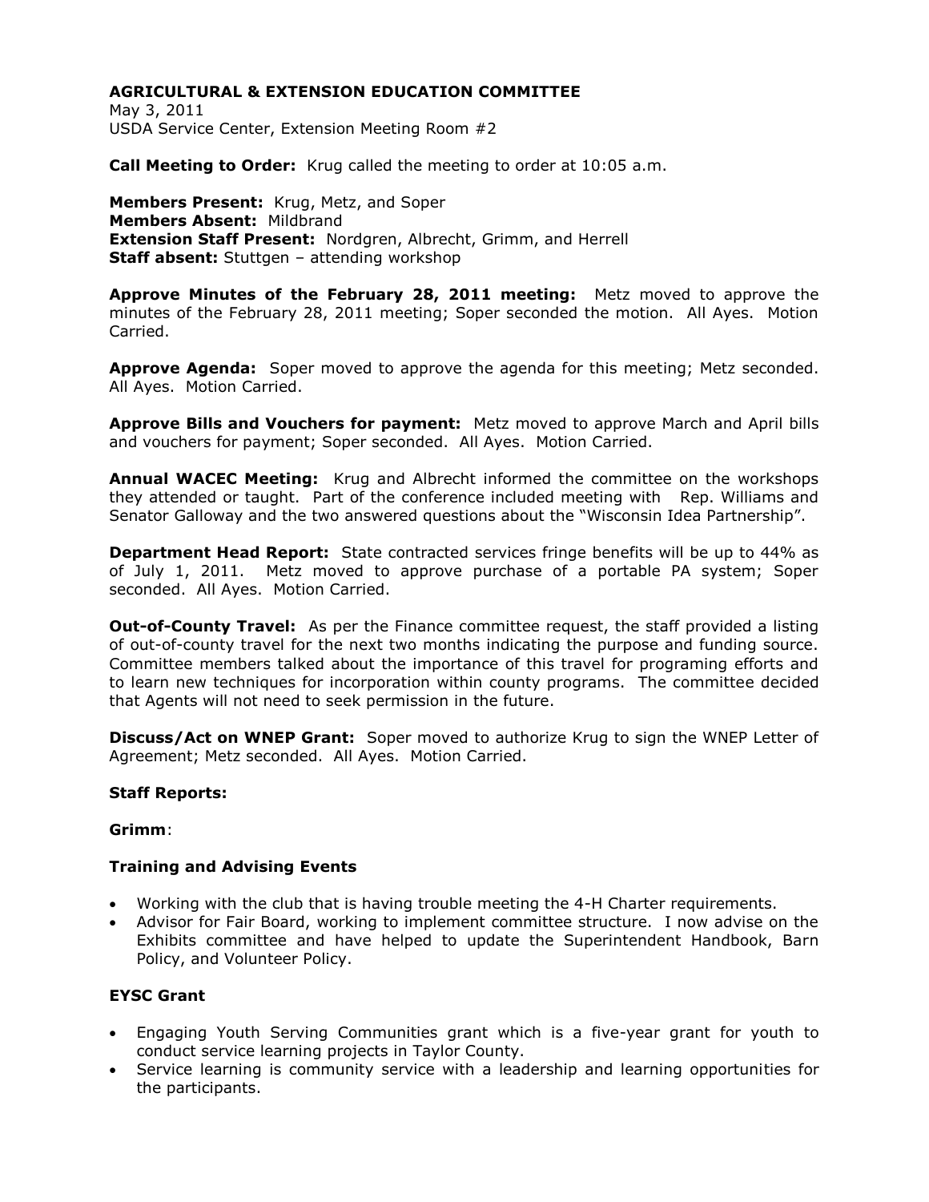## AGRICULTURAL & EXTENSION EDUCATION COMMITTEE

May 3, 2011
USDA Service Center, Extension Meeting Room #2

**Call Meeting to Order:** Krug called the meeting to order at 10:05 a.m.

**Members Present:** Krug, Metz, and Soper
**Members Absent:** Mildbrand
**Extension Staff Present:** Nordgren, Albrecht, Grimm, and Herrell
**Staff absent:** Stuttgen – attending workshop

**Approve Minutes of the February 28, 2011 meeting:** Metz moved to approve the minutes of the February 28, 2011 meeting; Soper seconded the motion. All Ayes. Motion Carried.

**Approve Agenda:** Soper moved to approve the agenda for this meeting; Metz seconded. All Ayes. Motion Carried.

**Approve Bills and Vouchers for payment:** Metz moved to approve March and April bills and vouchers for payment; Soper seconded. All Ayes. Motion Carried.

**Annual WACEC Meeting:** Krug and Albrecht informed the committee on the workshops they attended or taught. Part of the conference included meeting with Rep. Williams and Senator Galloway and the two answered questions about the "Wisconsin Idea Partnership".

**Department Head Report:** State contracted services fringe benefits will be up to 44% as of July 1, 2011. Metz moved to approve purchase of a portable PA system; Soper seconded. All Ayes. Motion Carried.

**Out-of-County Travel:** As per the Finance committee request, the staff provided a listing of out-of-county travel for the next two months indicating the purpose and funding source. Committee members talked about the importance of this travel for programing efforts and to learn new techniques for incorporation within county programs. The committee decided that Agents will not need to seek permission in the future.

**Discuss/Act on WNEP Grant:** Soper moved to authorize Krug to sign the WNEP Letter of Agreement; Metz seconded. All Ayes. Motion Carried.

**Staff Reports:**

**Grimm**:

**Training and Advising Events**

- Working with the club that is having trouble meeting the 4-H Charter requirements.
- Advisor for Fair Board, working to implement committee structure. I now advise on the Exhibits committee and have helped to update the Superintendent Handbook, Barn Policy, and Volunteer Policy.

**EYSC Grant**

- Engaging Youth Serving Communities grant which is a five-year grant for youth to conduct service learning projects in Taylor County.
- Service learning is community service with a leadership and learning opportunities for the participants.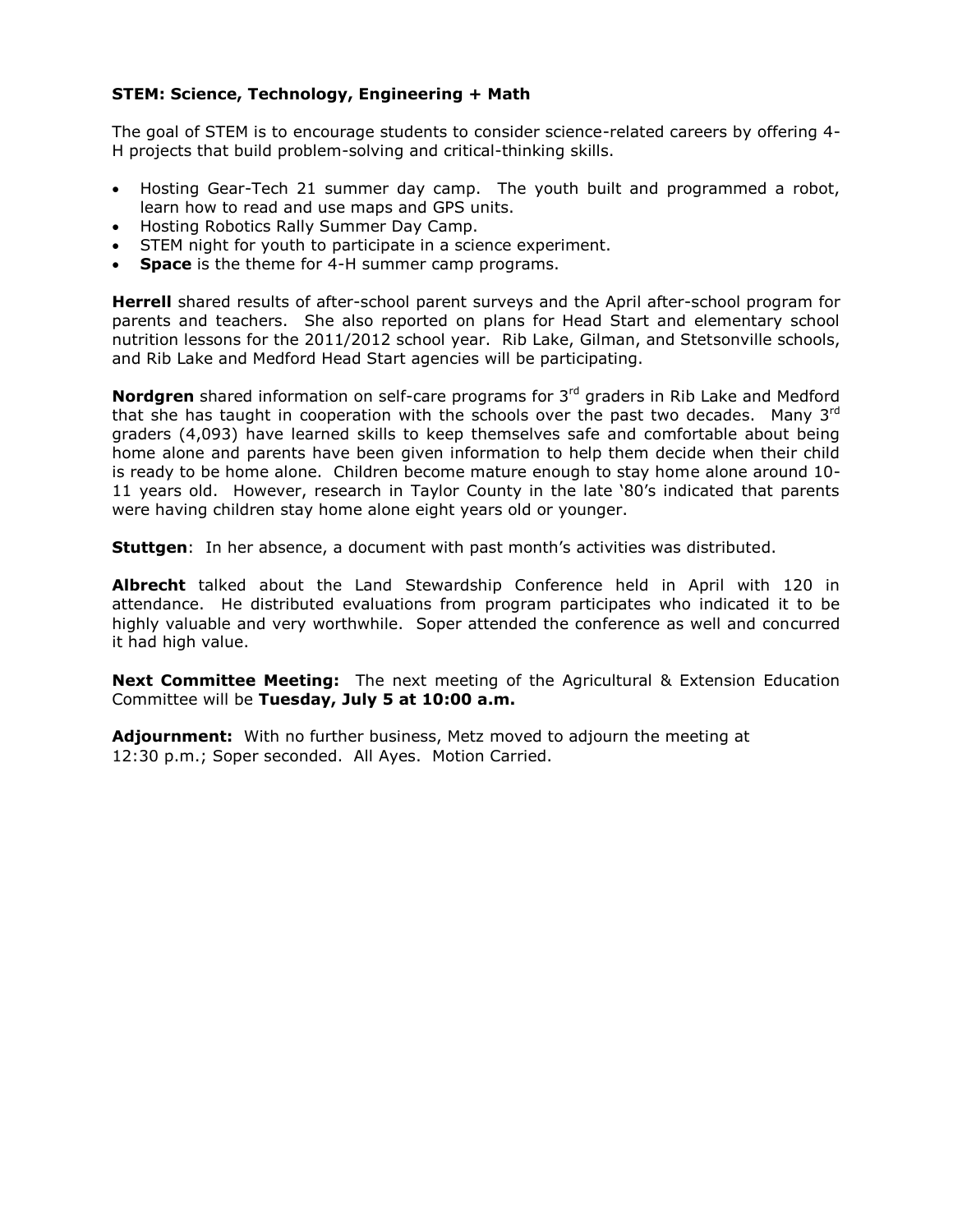**STEM: Science, Technology, Engineering + Math**

The goal of STEM is to encourage students to consider science-related careers by offering 4-H projects that build problem-solving and critical-thinking skills.

- Hosting Gear-Tech 21 summer day camp. The youth built and programmed a robot, learn how to read and use maps and GPS units.
- Hosting Robotics Rally Summer Day Camp.
- STEM night for youth to participate in a science experiment.
- **Space** is the theme for 4-H summer camp programs.

**Herrell** shared results of after-school parent surveys and the April after-school program for parents and teachers. She also reported on plans for Head Start and elementary school nutrition lessons for the 2011/2012 school year. Rib Lake, Gilman, and Stetsonville schools, and Rib Lake and Medford Head Start agencies will be participating.

**Nordgren** shared information on self-care programs for 3rd graders in Rib Lake and Medford that she has taught in cooperation with the schools over the past two decades. Many 3rd graders (4,093) have learned skills to keep themselves safe and comfortable about being home alone and parents have been given information to help them decide when their child is ready to be home alone. Children become mature enough to stay home alone around 10-11 years old. However, research in Taylor County in the late '80's indicated that parents were having children stay home alone eight years old or younger.

**Stuttgen**: In her absence, a document with past month's activities was distributed.

**Albrecht** talked about the Land Stewardship Conference held in April with 120 in attendance. He distributed evaluations from program participates who indicated it to be highly valuable and very worthwhile. Soper attended the conference as well and concurred it had high value.

**Next Committee Meeting:** The next meeting of the Agricultural & Extension Education Committee will be **Tuesday, July 5 at 10:00 a.m.**

**Adjournment:** With no further business, Metz moved to adjourn the meeting at 12:30 p.m.; Soper seconded. All Ayes. Motion Carried.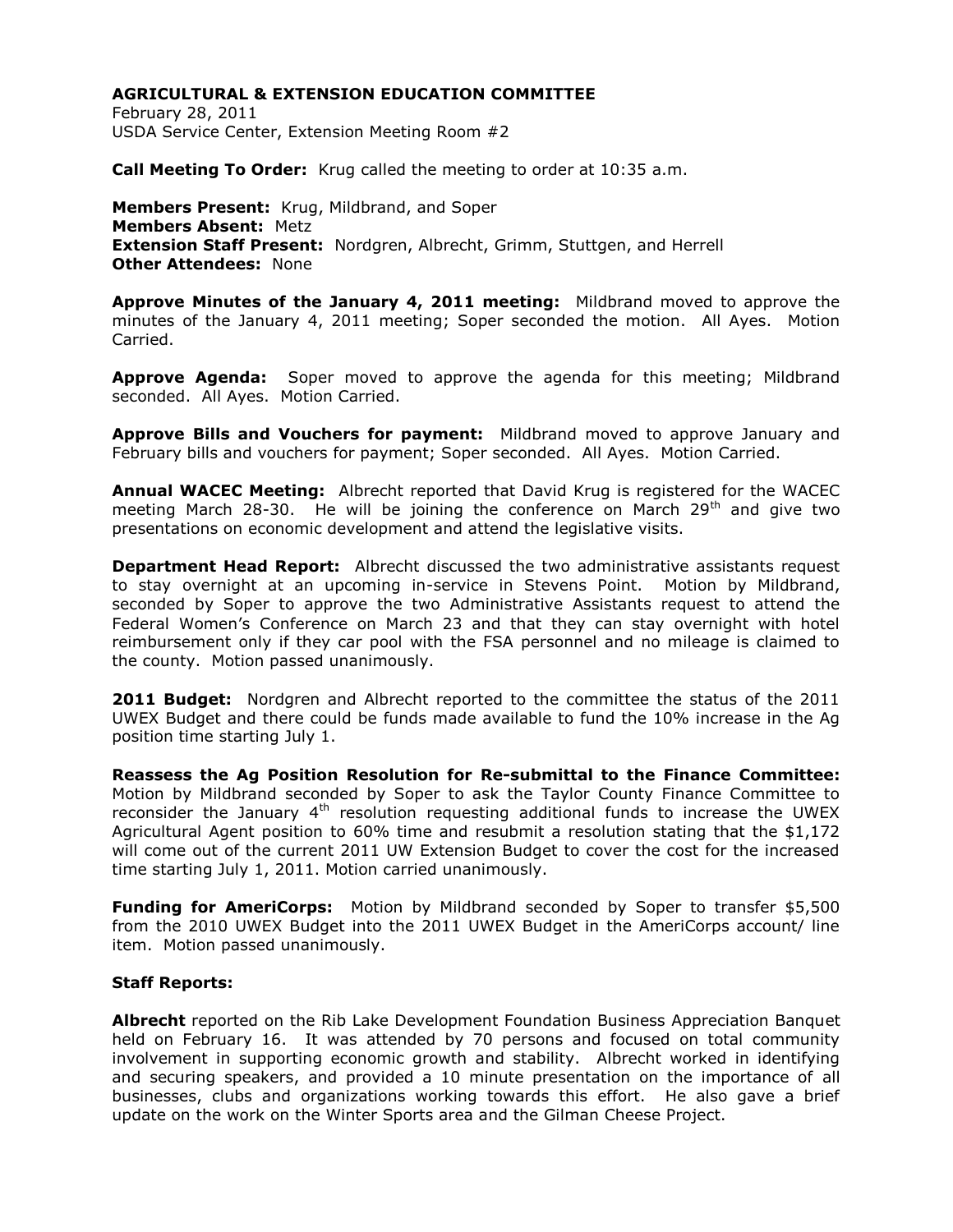**AGRICULTURAL & EXTENSION EDUCATION COMMITTEE**
February 28, 2011
USDA Service Center, Extension Meeting Room #2

**Call Meeting To Order:** Krug called the meeting to order at 10:35 a.m.

**Members Present:** Krug, Mildbrand, and Soper
**Members Absent:** Metz
**Extension Staff Present:** Nordgren, Albrecht, Grimm, Stuttgen, and Herrell
**Other Attendees:** None

**Approve Minutes of the January 4, 2011 meeting:** Mildbrand moved to approve the minutes of the January 4, 2011 meeting; Soper seconded the motion. All Ayes. Motion Carried.

**Approve Agenda:** Soper moved to approve the agenda for this meeting; Mildbrand seconded. All Ayes. Motion Carried.

**Approve Bills and Vouchers for payment:** Mildbrand moved to approve January and February bills and vouchers for payment; Soper seconded. All Ayes. Motion Carried.

**Annual WACEC Meeting:** Albrecht reported that David Krug is registered for the WACEC meeting March 28-30. He will be joining the conference on March 29th and give two presentations on economic development and attend the legislative visits.

**Department Head Report:** Albrecht discussed the two administrative assistants request to stay overnight at an upcoming in-service in Stevens Point. Motion by Mildbrand, seconded by Soper to approve the two Administrative Assistants request to attend the Federal Women's Conference on March 23 and that they can stay overnight with hotel reimbursement only if they car pool with the FSA personnel and no mileage is claimed to the county. Motion passed unanimously.

**2011 Budget:** Nordgren and Albrecht reported to the committee the status of the 2011 UWEX Budget and there could be funds made available to fund the 10% increase in the Ag position time starting July 1.

**Reassess the Ag Position Resolution for Re-submittal to the Finance Committee:** Motion by Mildbrand seconded by Soper to ask the Taylor County Finance Committee to reconsider the January 4th resolution requesting additional funds to increase the UWEX Agricultural Agent position to 60% time and resubmit a resolution stating that the $1,172 will come out of the current 2011 UW Extension Budget to cover the cost for the increased time starting July 1, 2011. Motion carried unanimously.

**Funding for AmeriCorps:** Motion by Mildbrand seconded by Soper to transfer $5,500 from the 2010 UWEX Budget into the 2011 UWEX Budget in the AmeriCorps account/ line item. Motion passed unanimously.

**Staff Reports:**

**Albrecht** reported on the Rib Lake Development Foundation Business Appreciation Banquet held on February 16. It was attended by 70 persons and focused on total community involvement in supporting economic growth and stability. Albrecht worked in identifying and securing speakers, and provided a 10 minute presentation on the importance of all businesses, clubs and organizations working towards this effort. He also gave a brief update on the work on the Winter Sports area and the Gilman Cheese Project.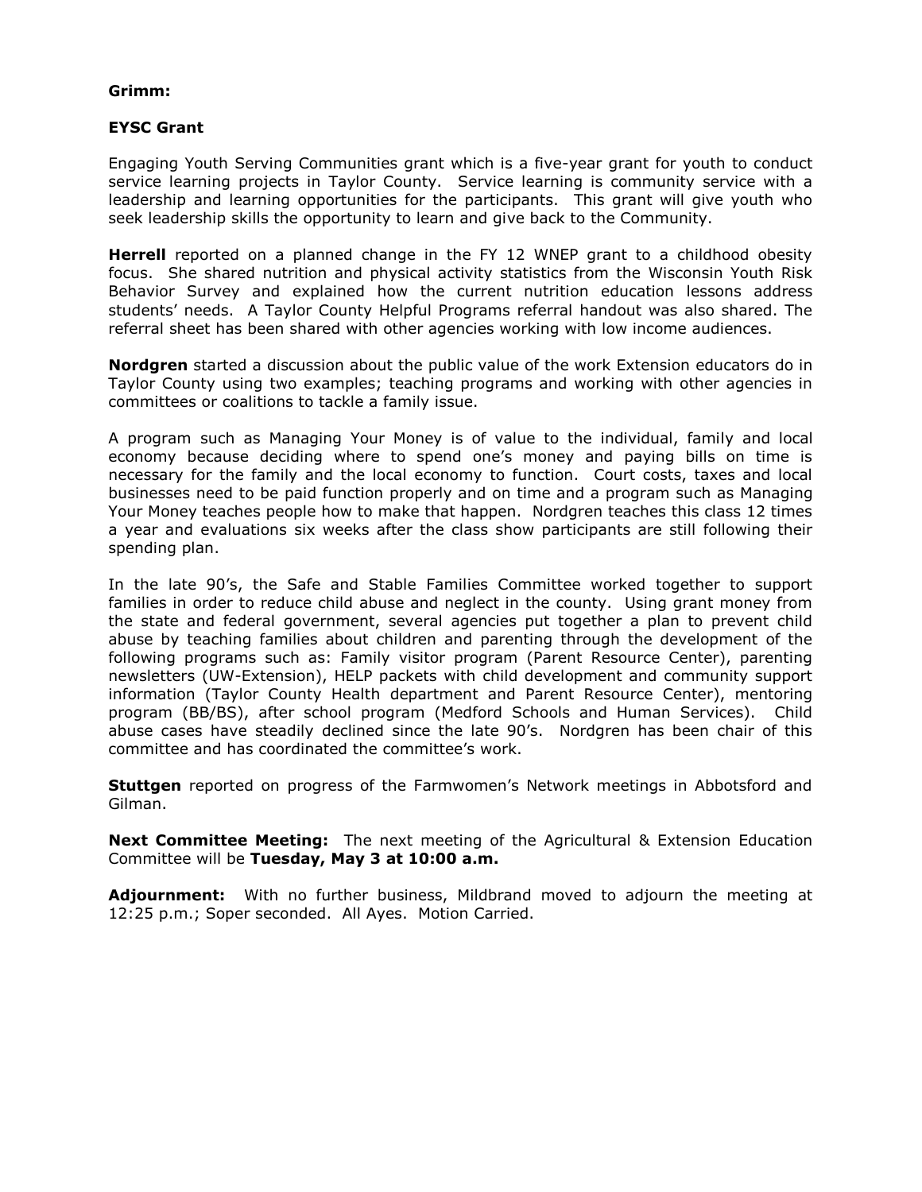**Grimm:**

**EYSC Grant**

Engaging Youth Serving Communities grant which is a five-year grant for youth to conduct service learning projects in Taylor County. Service learning is community service with a leadership and learning opportunities for the participants. This grant will give youth who seek leadership skills the opportunity to learn and give back to the Community.

**Herrell** reported on a planned change in the FY 12 WNEP grant to a childhood obesity focus. She shared nutrition and physical activity statistics from the Wisconsin Youth Risk Behavior Survey and explained how the current nutrition education lessons address students' needs. A Taylor County Helpful Programs referral handout was also shared. The referral sheet has been shared with other agencies working with low income audiences.

**Nordgren** started a discussion about the public value of the work Extension educators do in Taylor County using two examples; teaching programs and working with other agencies in committees or coalitions to tackle a family issue.

A program such as Managing Your Money is of value to the individual, family and local economy because deciding where to spend one's money and paying bills on time is necessary for the family and the local economy to function. Court costs, taxes and local businesses need to be paid function properly and on time and a program such as Managing Your Money teaches people how to make that happen. Nordgren teaches this class 12 times a year and evaluations six weeks after the class show participants are still following their spending plan.

In the late 90's, the Safe and Stable Families Committee worked together to support families in order to reduce child abuse and neglect in the county. Using grant money from the state and federal government, several agencies put together a plan to prevent child abuse by teaching families about children and parenting through the development of the following programs such as: Family visitor program (Parent Resource Center), parenting newsletters (UW-Extension), HELP packets with child development and community support information (Taylor County Health department and Parent Resource Center), mentoring program (BB/BS), after school program (Medford Schools and Human Services). Child abuse cases have steadily declined since the late 90's. Nordgren has been chair of this committee and has coordinated the committee's work.

**Stuttgen** reported on progress of the Farmwomen's Network meetings in Abbotsford and Gilman.

**Next Committee Meeting:** The next meeting of the Agricultural & Extension Education Committee will be **Tuesday, May 3 at 10:00 a.m.**

**Adjournment:** With no further business, Mildbrand moved to adjourn the meeting at 12:25 p.m.; Soper seconded. All Ayes. Motion Carried.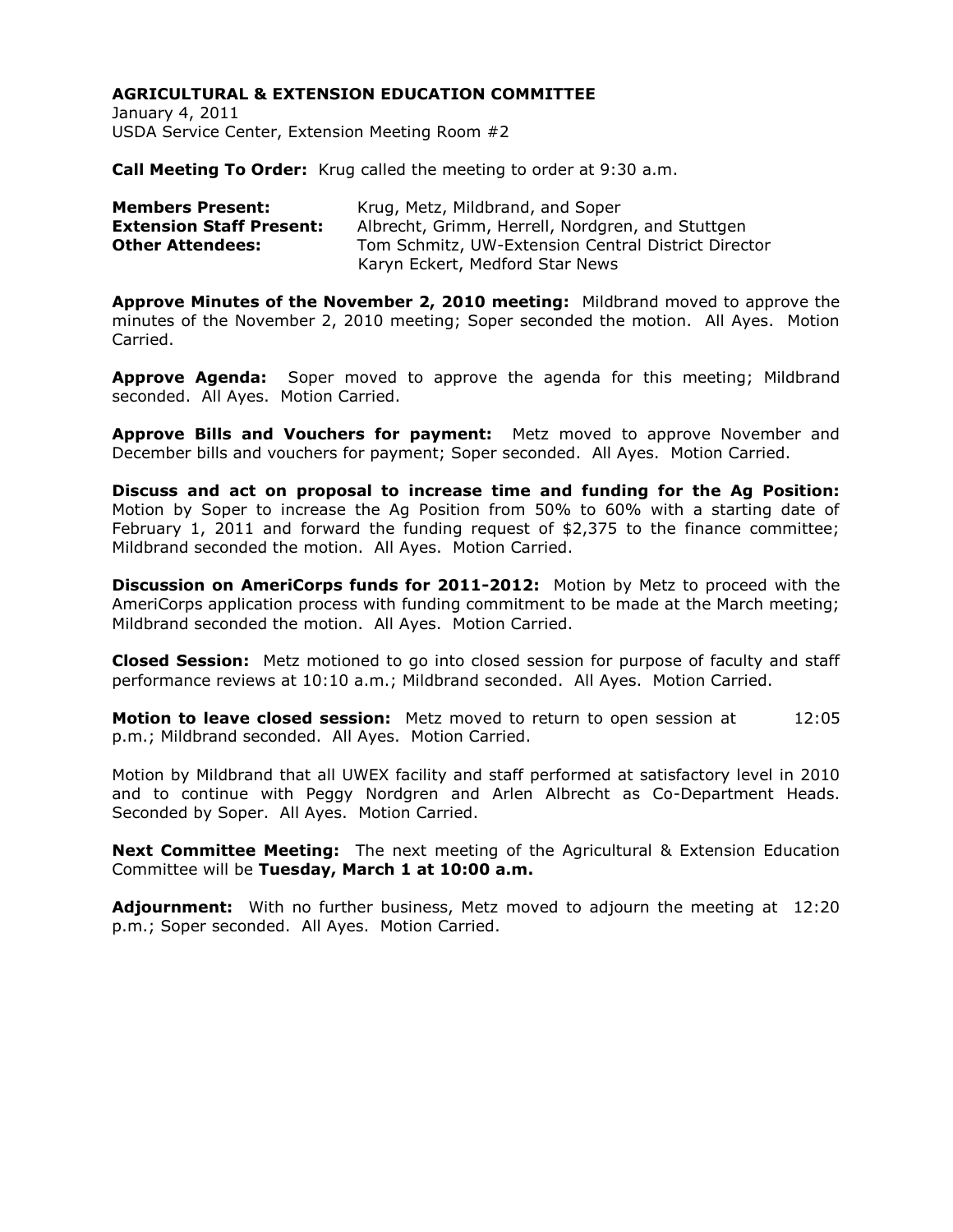**AGRICULTURAL & EXTENSION EDUCATION COMMITTEE**
January 4, 2011
USDA Service Center, Extension Meeting Room #2

**Call Meeting To Order:** Krug called the meeting to order at 9:30 a.m.

| | |
|---|---|
| **Members Present:** | Krug, Metz, Mildbrand, and Soper |
| **Extension Staff Present:** | Albrecht, Grimm, Herrell, Nordgren, and Stuttgen |
| **Other Attendees:** | Tom Schmitz, UW-Extension Central District Director<br>Karyn Eckert, Medford Star News |

**Approve Minutes of the November 2, 2010 meeting:** Mildbrand moved to approve the minutes of the November 2, 2010 meeting; Soper seconded the motion. All Ayes. Motion Carried.

**Approve Agenda:** Soper moved to approve the agenda for this meeting; Mildbrand seconded. All Ayes. Motion Carried.

**Approve Bills and Vouchers for payment:** Metz moved to approve November and December bills and vouchers for payment; Soper seconded. All Ayes. Motion Carried.

**Discuss and act on proposal to increase time and funding for the Ag Position:** Motion by Soper to increase the Ag Position from 50% to 60% with a starting date of February 1, 2011 and forward the funding request of $2,375 to the finance committee; Mildbrand seconded the motion. All Ayes. Motion Carried.

**Discussion on AmeriCorps funds for 2011-2012:** Motion by Metz to proceed with the AmeriCorps application process with funding commitment to be made at the March meeting; Mildbrand seconded the motion. All Ayes. Motion Carried.

**Closed Session:** Metz motioned to go into closed session for purpose of faculty and staff performance reviews at 10:10 a.m.; Mildbrand seconded. All Ayes. Motion Carried.

**Motion to leave closed session:** Metz moved to return to open session at 12:05 p.m.; Mildbrand seconded. All Ayes. Motion Carried.

Motion by Mildbrand that all UWEX facility and staff performed at satisfactory level in 2010 and to continue with Peggy Nordgren and Arlen Albrecht as Co-Department Heads. Seconded by Soper. All Ayes. Motion Carried.

**Next Committee Meeting:** The next meeting of the Agricultural & Extension Education Committee will be **Tuesday, March 1 at 10:00 a.m.**

**Adjournment:** With no further business, Metz moved to adjourn the meeting at 12:20 p.m.; Soper seconded. All Ayes. Motion Carried.